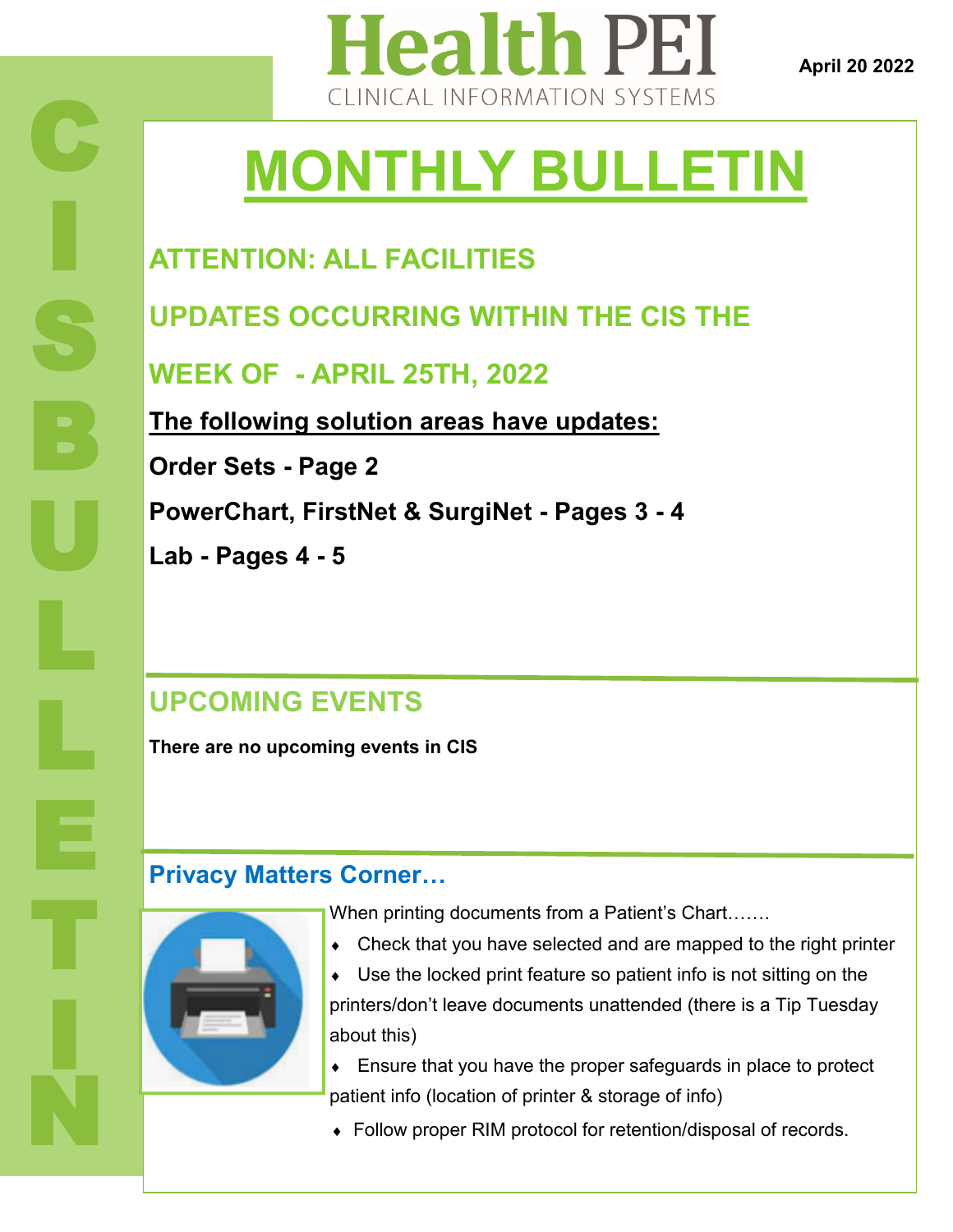# Health PEI

CLINICAL INFORMATION SYSTEMS

April 20 2022

CIS BULLETIN

# MONTHLY BULLETIN

## ATTENTION: ALL FACILITIES

## UPDATES OCCURRING WITHIN THE CIS THE WEEK OF - APRIL 25TH, 2022

**The following solution areas have updates:**

**Order Sets - Page 2**

**PowerChart, FirstNet & SurgiNet - Pages 3 - 4**

**Lab - Pages 4 - 5**

## UPCOMING EVENTS

**There are no upcoming events in CIS**

## Privacy Matters Corner…

When printing documents from a Patient's Chart…….

- Check that you have selected and are mapped to the right printer
- Use the locked print feature so patient info is not sitting on the printers/don't leave documents unattended (there is a Tip Tuesday about this)
- Ensure that you have the proper safeguards in place to protect patient info (location of printer & storage of info)
- Follow proper RIM protocol for retention/disposal of records.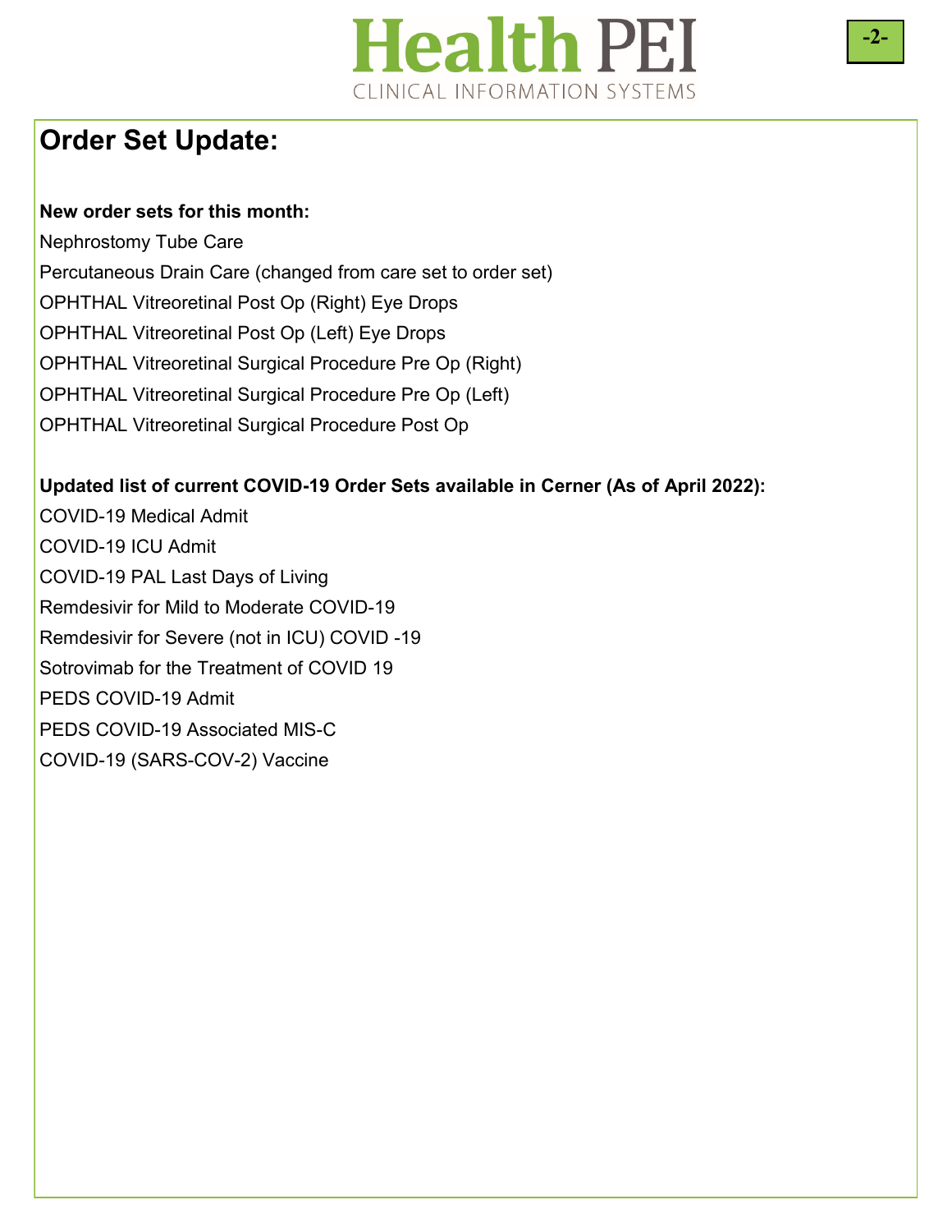# Order Set Update:

**New order sets for this month:**

Nephrostomy Tube Care

Percutaneous Drain Care (changed from care set to order set)

OPHTHAL Vitreoretinal Post Op (Right) Eye Drops

OPHTHAL Vitreoretinal Post Op (Left) Eye Drops

OPHTHAL Vitreoretinal Surgical Procedure Pre Op (Right)

OPHTHAL Vitreoretinal Surgical Procedure Pre Op (Left)

OPHTHAL Vitreoretinal Surgical Procedure Post Op

**Updated list of current COVID-19 Order Sets available in Cerner (As of April 2022):**

COVID-19 Medical Admit

COVID-19 ICU Admit

COVID-19 PAL Last Days of Living

Remdesivir for Mild to Moderate COVID-19

Remdesivir for Severe (not in ICU) COVID -19

Sotrovimab for the Treatment of COVID 19

PEDS COVID-19 Admit

PEDS COVID-19 Associated MIS-C

COVID-19 (SARS-COV-2) Vaccine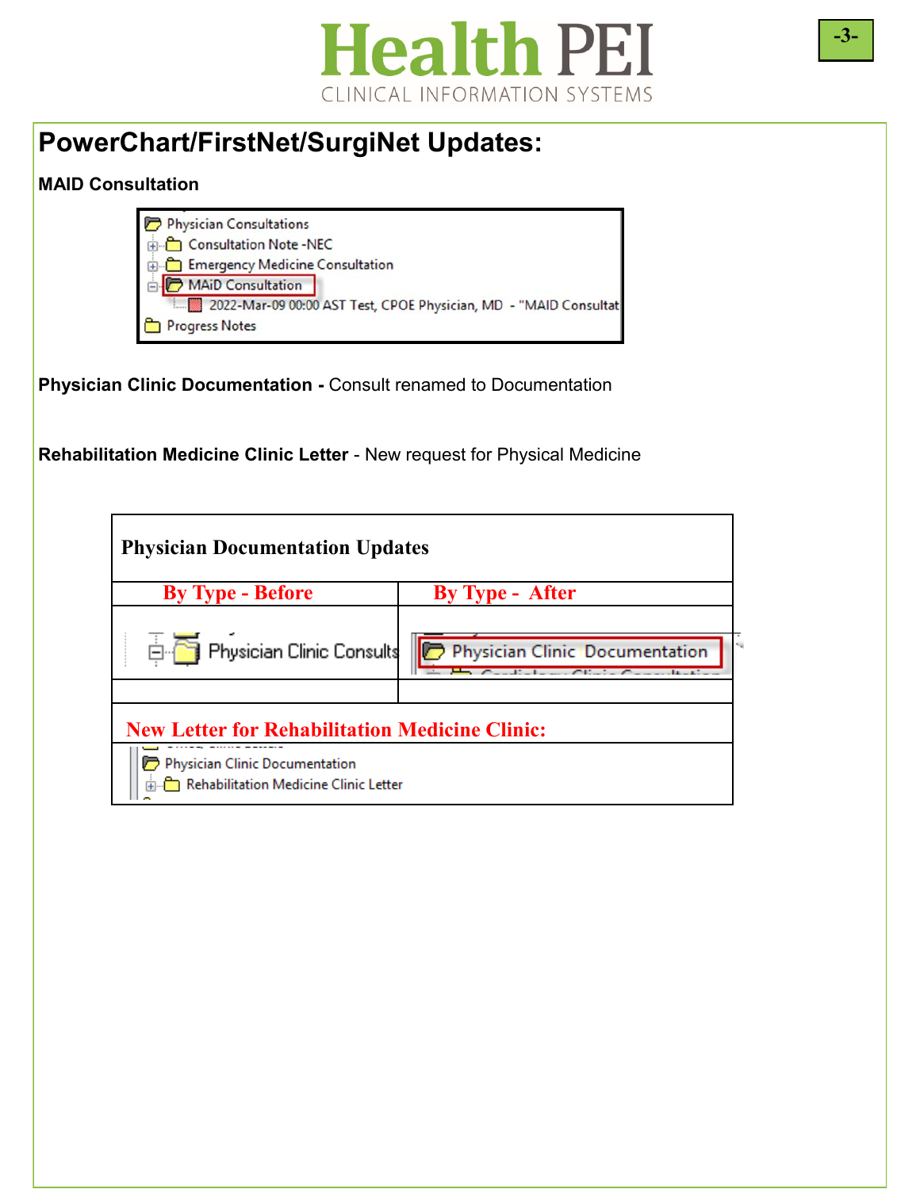# PowerChart/FirstNet/SurgiNet Updates:

**MAID Consultation**

Physician Consultations
- Consultation Note -NEC
- Emergency Medicine Consultation
- MAiD Consultation
  - 2022-Mar-09 00:00 AST Test, CPOE Physician, MD - "MAID Consultat
- Progress Notes

**Physician Clinic Documentation -** Consult renamed to Documentation

**Rehabilitation Medicine Clinic Letter** - New request for Physical Medicine

| Physician Documentation Updates | |
|---|---|
| By Type - Before | By Type - After |
| Physician Clinic Consults | Physician Clinic Documentation |
| | |
| New Letter for Rehabilitation Medicine Clinic: | |
| Physician Clinic Documentation<br>Rehabilitation Medicine Clinic Letter | |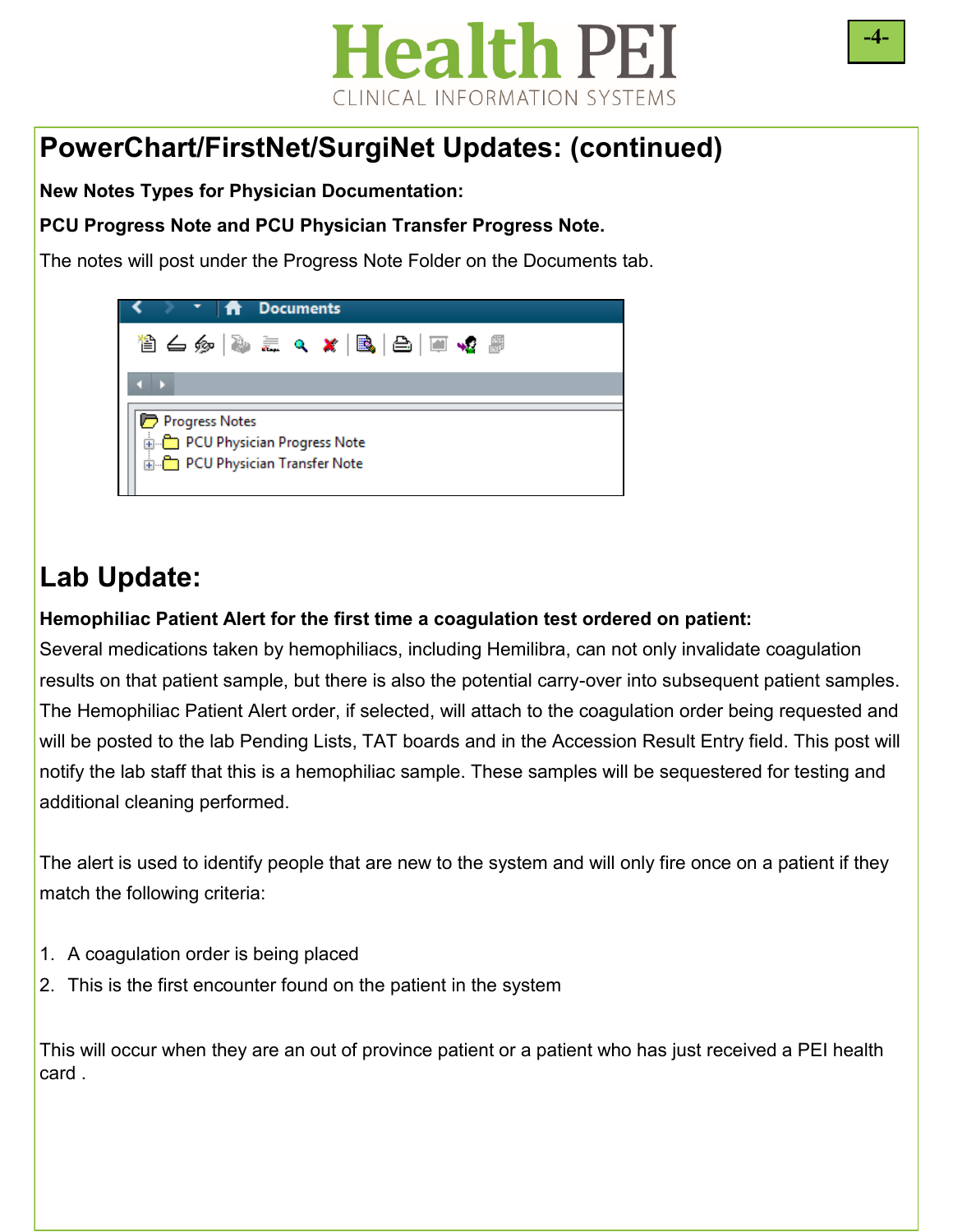# PowerChart/FirstNet/SurgiNet Updates: (continued)

**New Notes Types for Physician Documentation:**

**PCU Progress Note and PCU Physician Transfer Progress Note.**

The notes will post under the Progress Note Folder on the Documents tab.

# Lab Update:

**Hemophiliac Patient Alert for the first time a coagulation test ordered on patient:**
Several medications taken by hemophiliacs, including Hemilibra, can not only invalidate coagulation results on that patient sample, but there is also the potential carry-over into subsequent patient samples. The Hemophiliac Patient Alert order, if selected, will attach to the coagulation order being requested and will be posted to the lab Pending Lists, TAT boards and in the Accession Result Entry field. This post will notify the lab staff that this is a hemophiliac sample. These samples will be sequestered for testing and additional cleaning performed.

The alert is used to identify people that are new to the system and will only fire once on a patient if they match the following criteria:

1. A coagulation order is being placed
2. This is the first encounter found on the patient in the system

This will occur when they are an out of province patient or a patient who has just received a PEI health card .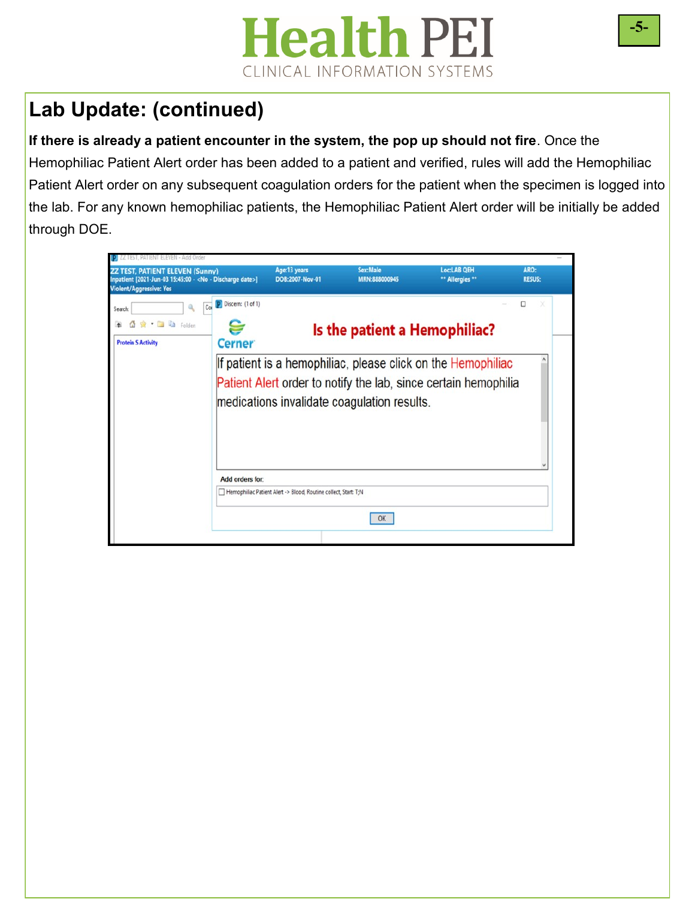## Lab Update: (continued)

**If there is already a patient encounter in the system, the pop up should not fire**. Once the Hemophiliac Patient Alert order has been added to a patient and verified, rules will add the Hemophiliac Patient Alert order on any subsequent coagulation orders for the patient when the specimen is logged into the lab. For any known hemophiliac patients, the Hemophiliac Patient Alert order will be initially be added through DOE.